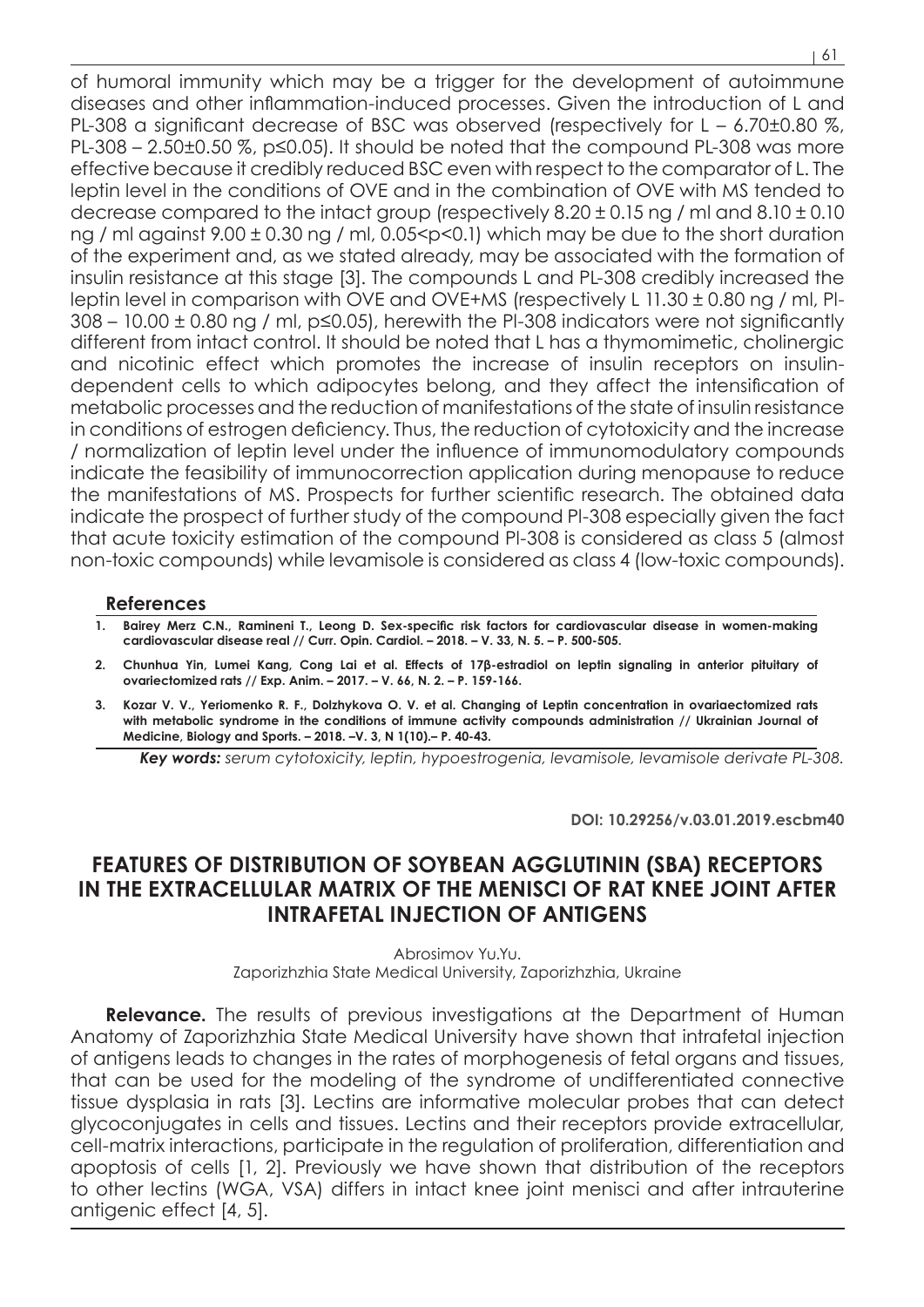of humoral immunity which may be a trigger for the development of autoimmune diseases and other inflammation-induced processes. Given the introduction of L and PL-308 a significant decrease of BSC was observed (respectively for L – 6.70±0.80 %, PL-308 – 2.50±0.50 %, $p \leq 0.05$). It should be noted that the compound PL-308 was more effective because it credibly reduced BSC even with respect to the comparator of L. The leptin level in the conditions of OVE and in the combination of OVE with MS tended to decrease compared to the intact group (respectively 8.20 ± 0.15 ng / ml and 8.10 ± 0.10 ng / ml against 9.00 ± 0.30 ng / ml, $0.05 < p < 0.1$) which may be due to the short duration of the experiment and, as we stated already, may be associated with the formation of insulin resistance at this stage [3]. The compounds L and PL-308 credibly increased the leptin level in comparison with OVE and OVE+MS (respectively L 11.30 ± 0.80 ng / ml, Pl-308 – 10.00 ± 0.80 ng / ml, $p \leq 0.05$), herewith the Pl-308 indicators were not significantly different from intact control. It should be noted that L has a thymomimetic, cholinergic and nicotinic effect which promotes the increase of insulin receptors on insulin-dependent cells to which adipocytes belong, and they affect the intensification of metabolic processes and the reduction of manifestations of the state of insulin resistance in conditions of estrogen deficiency. Thus, the reduction of cytotoxicity and the increase / normalization of leptin level under the influence of immunomodulatory compounds indicate the feasibility of immunocorrection application during menopause to reduce the manifestations of MS. Prospects for further scientific research. The obtained data indicate the prospect of further study of the compound Pl-308 especially given the fact that acute toxicity estimation of the compound Pl-308 is considered as class 5 (almost non-toxic compounds) while levamisole is considered as class 4 (low-toxic compounds).

### References

1. **Bairey Merz C.N., Ramineni T., Leong D. Sex-specific risk factors for cardiovascular disease in women-making cardiovascular disease real // Curr. Opin. Cardiol. – 2018. – V. 33, N. 5. – P. 500-505.**
2. **Chunhua Yin, Lumei Kang, Cong Lai et al. Effects of 17β-estradiol on leptin signaling in anterior pituitary of ovariectomized rats // Exp. Anim. – 2017. – V. 66, N. 2. – P. 159-166.**
3. **Kozar V. V., Yeriomenko R. F., Dolzhykova O. V. et al. Changing of Leptin concentration in ovariaectomized rats with metabolic syndrome in the conditions of immune activity compounds administration // Ukrainian Journal of Medicine, Biology and Sports. – 2018. –V. 3, N 1(10).– P. 40-43.**

***Key words:*** *serum cytotoxicity, leptin, hypoestrogenia, levamisole, levamisole derivate PL-308.*

**DOI: 10.29256/v.03.01.2019.escbm40**

## FEATURES OF DISTRIBUTION OF SOYBEAN AGGLUTININ (SBA) RECEPTORS IN THE EXTRACELLULAR MATRIX OF THE MENISCI OF RAT KNEE JOINT AFTER INTRAFETAL INJECTION OF ANTIGENS

Abrosimov Yu.Yu.
Zaporizhzhia State Medical University, Zaporizhzhia, Ukraine

**Relevance.** The results of previous investigations at the Department of Human Anatomy of Zaporizhzhia State Medical University have shown that intrafetal injection of antigens leads to changes in the rates of morphogenesis of fetal organs and tissues, that can be used for the modeling of the syndrome of undifferentiated connective tissue dysplasia in rats [3]. Lectins are informative molecular probes that can detect glycoconjugates in cells and tissues. Lectins and their receptors provide extracellular, cell-matrix interactions, participate in the regulation of proliferation, differentiation and apoptosis of cells [1, 2]. Previously we have shown that distribution of the receptors to other lectins (WGA, VSA) differs in intact knee joint menisci and after intrauterine antigenic effect [4, 5].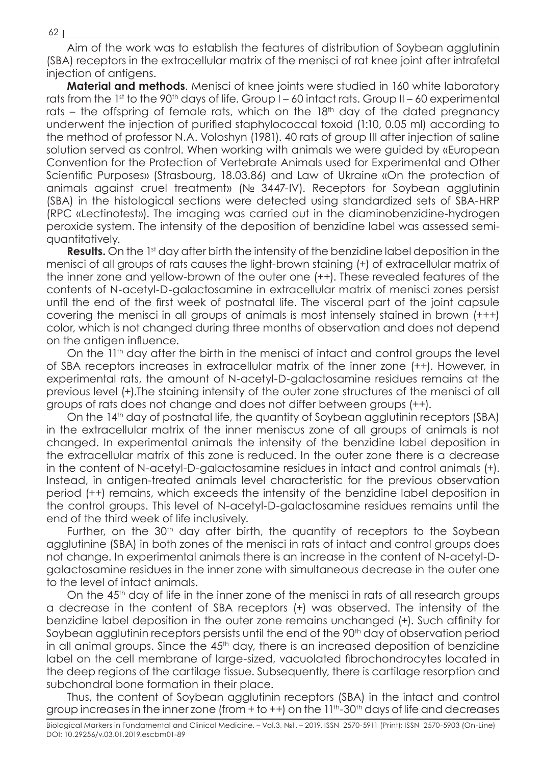Aim of the work was to establish the features of distribution of Soybean agglutinin (SBA) receptors in the extracellular matrix of the menisci of rat knee joint after intrafetal injection of antigens.

**Material and methods**. Menisci of knee joints were studied in 160 white laboratory rats from the 1st to the 90th days of life. Group I – 60 intact rats. Group II – 60 experimental rats – the offspring of female rats, which on the 18th day of the dated pregnancy underwent the injection of purified staphylococcal toxoid (1:10, 0.05 ml) according to the method of professor N.A. Voloshyn (1981). 40 rats of group III after injection of saline solution served as control. When working with animals we were guided by «European Convention for the Protection of Vertebrate Animals used for Experimental and Other Scientific Purposes» (Strasbourg, 18.03.86) and Law of Ukraine «On the protection of animals against cruel treatment» (№ 3447-IV). Receptors for Soybean agglutinin (SBA) in the histological sections were detected using standardized sets of SBA-HRP (RPC «Lectinotest»). The imaging was carried out in the diaminobenzidine-hydrogen peroxide system. The intensity of the deposition of benzidine label was assessed semi-quantitatively.

**Results.** On the 1st day after birth the intensity of the benzidine label deposition in the menisci of all groups of rats causes the light-brown staining (+) of extracellular matrix of the inner zone and yellow-brown of the outer one (++). These revealed features of the contents of N-acetyl-D-galactosamine in extracellular matrix of menisci zones persist until the end of the first week of postnatal life. The visceral part of the joint capsule covering the menisci in all groups of animals is most intensely stained in brown (+++) color, which is not changed during three months of observation and does not depend on the antigen influence.

On the 11th day after the birth in the menisci of intact and control groups the level of SBA receptors increases in extracellular matrix of the inner zone (++). However, in experimental rats, the amount of N-acetyl-D-galactosamine residues remains at the previous level (+).The staining intensity of the outer zone structures of the menisci of all groups of rats does not change and does not differ between groups (++).

On the 14th day of postnatal life, the quantity of Soybean agglutinin receptors (SBA) in the extracellular matrix of the inner meniscus zone of all groups of animals is not changed. In experimental animals the intensity of the benzidine label deposition in the extracellular matrix of this zone is reduced. In the outer zone there is a decrease in the content of N-acetyl-D-galactosamine residues in intact and control animals (+). Instead, in antigen-treated animals level characteristic for the previous observation period (++) remains, which exceeds the intensity of the benzidine label deposition in the control groups. This level of N-acetyl-D-galactosamine residues remains until the end of the third week of life inclusively.

Further, on the 30th day after birth, the quantity of receptors to the Soybean agglutinine (SBA) in both zones of the menisci in rats of intact and control groups does not change. In experimental animals there is an increase in the content of N-acetyl-D-galactosamine residues in the inner zone with simultaneous decrease in the outer one to the level of intact animals.

On the 45th day of life in the inner zone of the menisci in rats of all research groups a decrease in the content of SBA receptors (+) was observed. The intensity of the benzidine label deposition in the outer zone remains unchanged (+). Such affinity for Soybean agglutinin receptors persists until the end of the 90th day of observation period in all animal groups. Since the 45th day, there is an increased deposition of benzidine label on the cell membrane of large-sized, vacuolated fibrochondrocytes located in the deep regions of the cartilage tissue. Subsequently, there is cartilage resorption and subchondral bone formation in their place.

Thus, the content of Soybean agglutinin receptors (SBA) in the intact and control group increases in the inner zone (from + to ++) on the 11th-30th days of life and decreases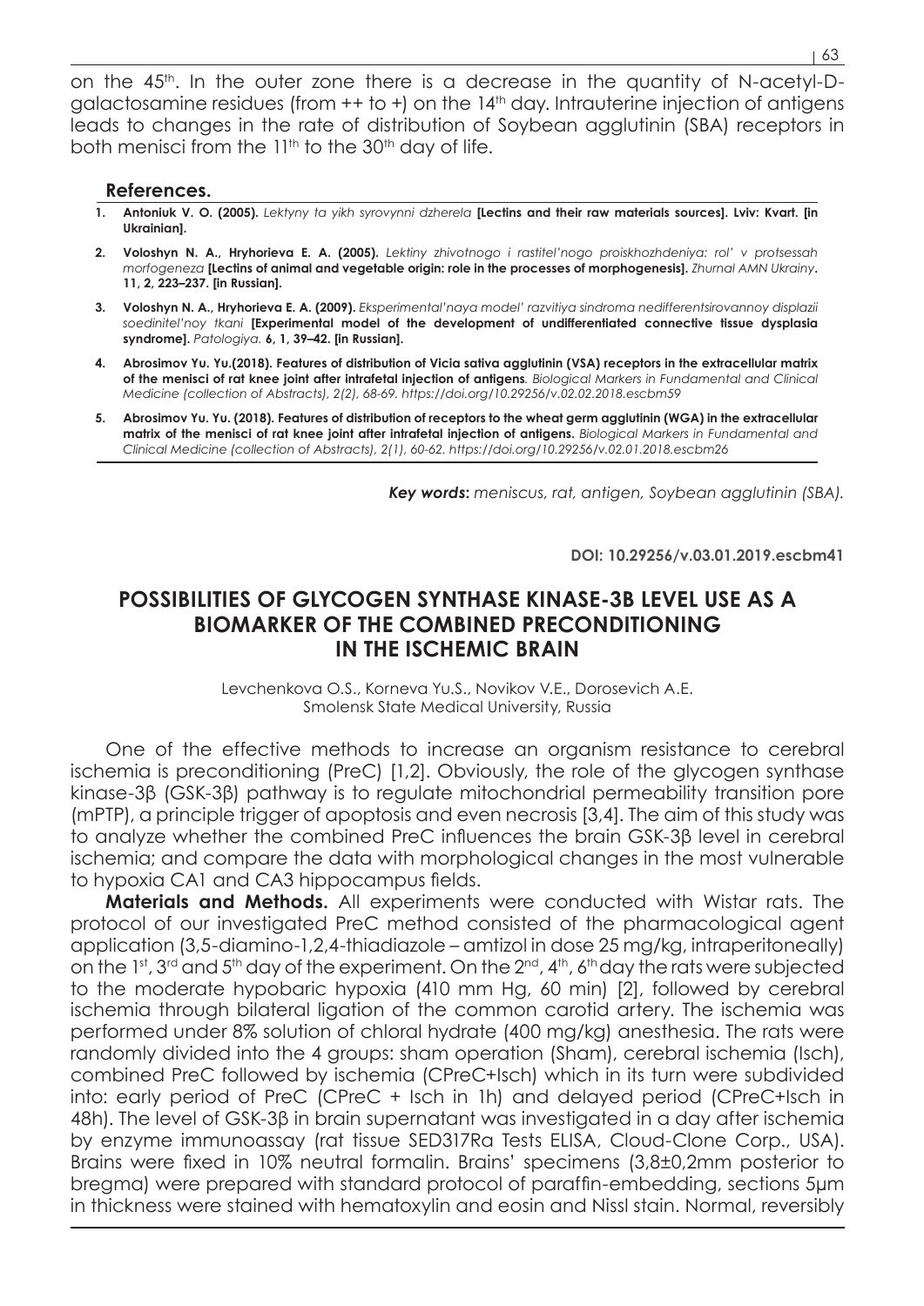on the 45th. In the outer zone there is a decrease in the quantity of N-acetyl-D-galactosamine residues (from ++ to +) on the 14th day. Intrauterine injection of antigens leads to changes in the rate of distribution of Soybean agglutinin (SBA) receptors in both menisci from the 11th to the 30th day of life.

### References.

1. **Antoniuk V. O. (2005).** *Lektyny ta yikh syrovynni dzherela* **[Lectins and their raw materials sources]. Lviv: Kvart. [in Ukrainian].**
2. **Voloshyn N. A., Hryhorieva E. A. (2005).** *Lektiny zhivotnogo i rastitel'nogo proiskhozhdeniya: rol' v protsessah morfogeneza* **[Lectins of animal and vegetable origin: role in the processes of morphogenesis].** *Zhurnal AMN Ukrainy***. 11, 2, 223–237. [in Russian].**
3. **Voloshyn N. A., Hryhorieva E. A. (2009).** *Eksperimental'naya model' razvitiya sindroma nedifferentsirovannoy displazii soedinitel'noy tkani* **[Experimental model of the development of undifferentiated connective tissue dysplasia syndrome].** *Patologiya.* **6, 1, 39–42. [in Russian].**
4. **Abrosimov Yu. Yu.(2018). Features of distribution of Vicia sativa agglutinin (VSA) receptors in the extracellular matrix of the menisci of rat knee joint after intrafetal injection of antigens***. Biological Markers in Fundamental and Clinical Medicine (collection of Abstracts), 2(2), 68-69. https://doi.org/10.29256/v.02.02.2018.escbm59*
5. **Abrosimov Yu. Yu. (2018). Features of distribution of receptors to the wheat germ agglutinin (WGA) in the extracellular matrix of the menisci of rat knee joint after intrafetal injection of antigens.** *Biological Markers in Fundamental and Clinical Medicine (collection of Abstracts), 2(1), 60-62. https://doi.org/10.29256/v.02.01.2018.escbm26*

***Key words:*** *meniscus, rat, antigen, Soybean agglutinin (SBA).*

**DOI: 10.29256/v.03.01.2019.escbm41**

## POSSIBILITIES OF GLYCOGEN SYNTHASE KINASE-3B LEVEL USE AS A BIOMARKER OF THE COMBINED PRECONDITIONING IN THE ISCHEMIC BRAIN

Levchenkova O.S., Korneva Yu.S., Novikov V.E., Dorosevich A.E.
Smolensk State Medical University, Russia

One of the effective methods to increase an organism resistance to cerebral ischemia is preconditioning (PreC) [1,2]. Obviously, the role of the glycogen synthase kinase-3β (GSK-3β) pathway is to regulate mitochondrial permeability transition pore (mPTP), a principle trigger of apoptosis and even necrosis [3,4]. The aim of this study was to analyze whether the combined PreC influences the brain GSK-3β level in cerebral ischemia; and compare the data with morphological changes in the most vulnerable to hypoxia CA1 and CA3 hippocampus fields.

**Materials and Methods.** All experiments were conducted with Wistar rats. The protocol of our investigated PreC method consisted of the pharmacological agent application (3,5-diamino-1,2,4-thiadiazole – amtizol in dose 25 mg/kg, intraperitoneally) on the 1st, 3rd and 5th day of the experiment. On the 2nd, 4th, 6th day the rats were subjected to the moderate hypobaric hypoxia (410 mm Hg, 60 min) [2], followed by cerebral ischemia through bilateral ligation of the common carotid artery. The ischemia was performed under 8% solution of chloral hydrate (400 mg/kg) anesthesia. The rats were randomly divided into the 4 groups: sham operation (Sham), cerebral ischemia (Isch), combined PreC followed by ischemia (CPreC+Isch) which in its turn were subdivided into: early period of PreC (CPreC + Isch in 1h) and delayed period (CPreC+Isch in 48h). The level of GSK-3β in brain supernatant was investigated in a day after ischemia by enzyme immunoassay (rat tissue SED317Ra Tests ELISA, Cloud-Clone Corp., USA). Brains were fixed in 10% neutral formalin. Brains' specimens (3,8±0,2mm posterior to bregma) were prepared with standard protocol of paraffin-embedding, sections 5µm in thickness were stained with hematoxylin and eosin and Nissl stain. Normal, reversibly